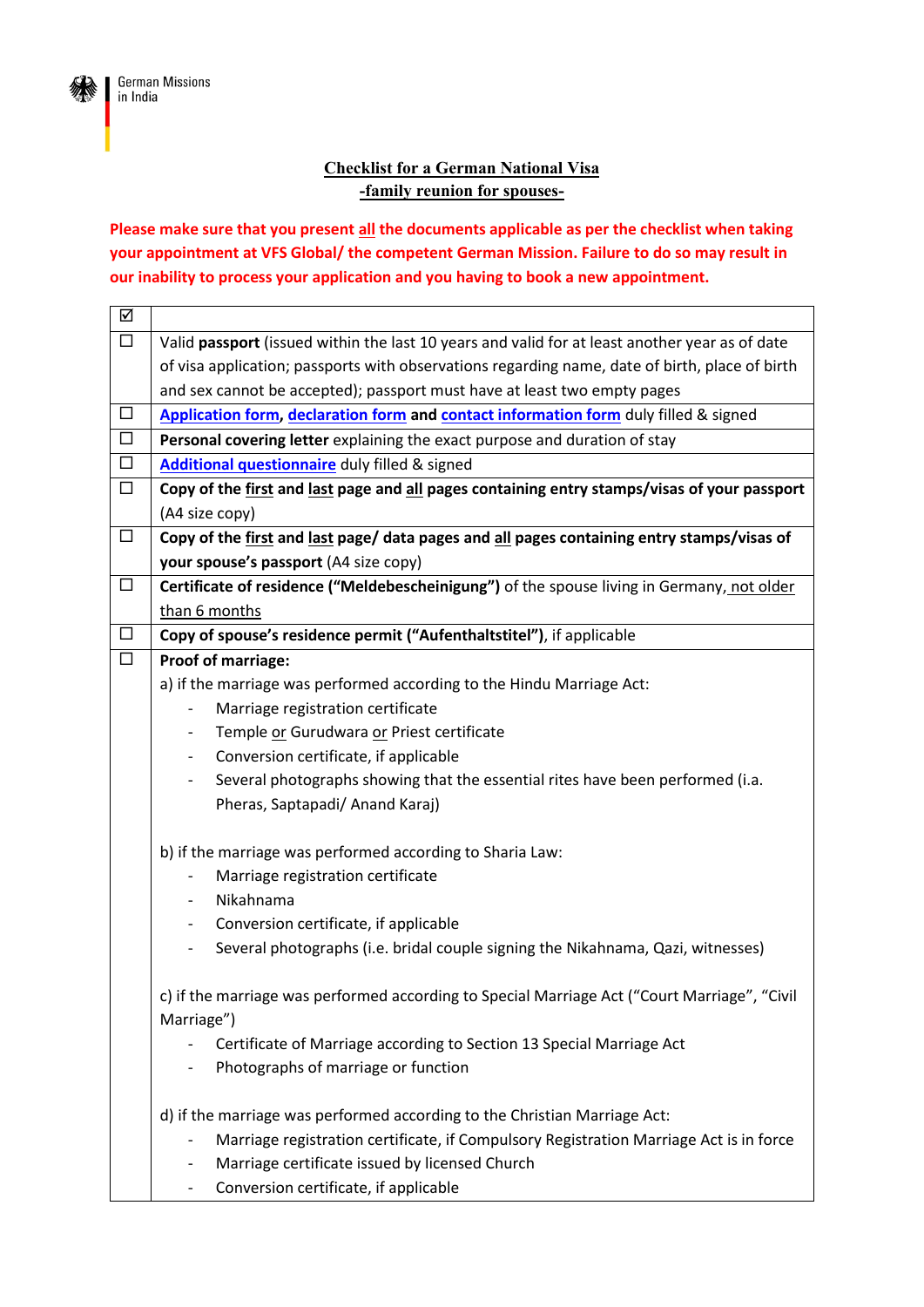German Missions in India

## Checklist for a German National Visa
## -family reunion for spouses-

**Please make sure that you present all the documents applicable as per the checklist when taking your appointment at VFS Global/ the competent German Mission. Failure to do so may result in our inability to process your application and you having to book a new appointment.**

| ☑ | |
|---|---|
| ☐ | Valid **passport** (issued within the last 10 years and valid for at least another year as of date of visa application; passports with observations regarding name, date of birth, place of birth and sex cannot be accepted); passport must have at least two empty pages |
| ☐ | **Application form**, **declaration form** and **contact information form** duly filled & signed |
| ☐ | **Personal covering letter** explaining the exact purpose and duration of stay |
| ☐ | **Additional questionnaire** duly filled & signed |
| ☐ | **Copy of the first and last page and all pages containing entry stamps/visas of your passport** (A4 size copy) |
| ☐ | **Copy of the first and last page/ data pages and all pages containing entry stamps/visas of your spouse's passport** (A4 size copy) |
| ☐ | **Certificate of residence ("Meldebescheinigung")** of the spouse living in Germany, not older than 6 months |
| ☐ | **Copy of spouse's residence permit ("Aufenthaltstitel")**, if applicable |
| ☐ | **Proof of marriage:**<br>a) if the marriage was performed according to the Hindu Marriage Act:<br>- Marriage registration certificate<br>- Temple or Gurudwara or Priest certificate<br>- Conversion certificate, if applicable<br>- Several photographs showing that the essential rites have been performed (i.a. Pheras, Saptapadi/ Anand Karaj)<br><br>b) if the marriage was performed according to Sharia Law:<br>- Marriage registration certificate<br>- Nikahnama<br>- Conversion certificate, if applicable<br>- Several photographs (i.e. bridal couple signing the Nikahnama, Qazi, witnesses)<br><br>c) if the marriage was performed according to Special Marriage Act ("Court Marriage", "Civil Marriage")<br>- Certificate of Marriage according to Section 13 Special Marriage Act<br>- Photographs of marriage or function<br><br>d) if the marriage was performed according to the Christian Marriage Act:<br>- Marriage registration certificate, if Compulsory Registration Marriage Act is in force<br>- Marriage certificate issued by licensed Church<br>- Conversion certificate, if applicable |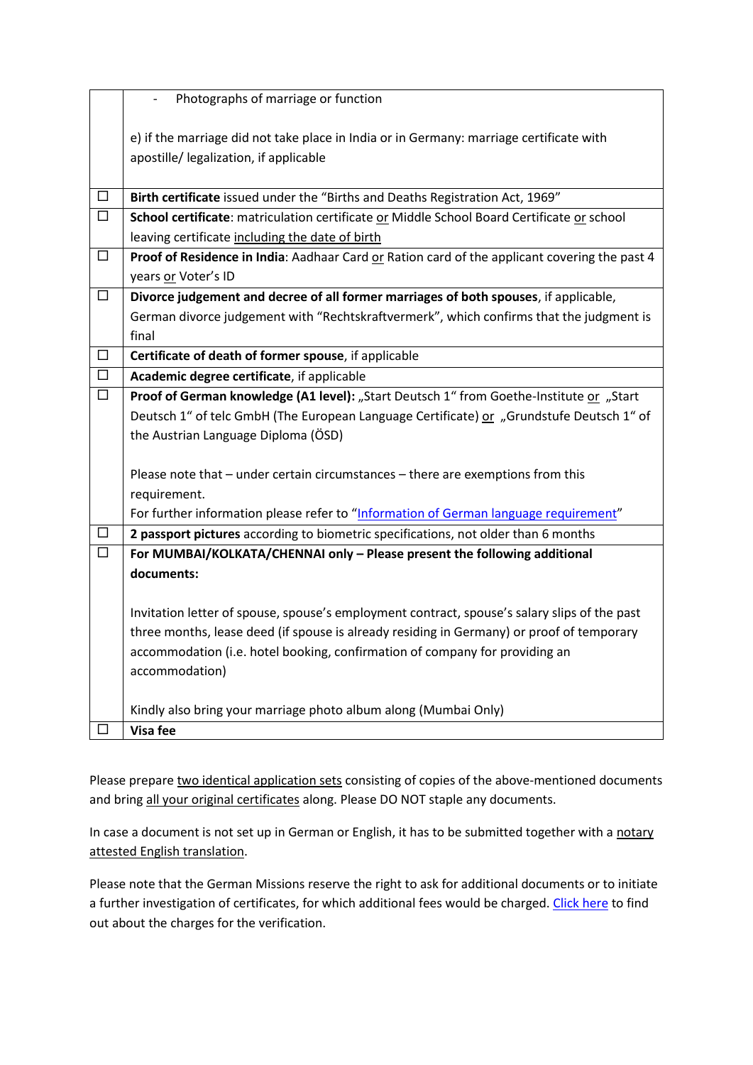| | |
|---|---|
| | - Photographs of marriage or function<br><br>e) if the marriage did not take place in India or in Germany: marriage certificate with apostille/ legalization, if applicable |
| ☐ | **Birth certificate** issued under the "Births and Deaths Registration Act, 1969" |
| ☐ | **School certificate**: matriculation certificate or Middle School Board Certificate or school leaving certificate including the date of birth |
| ☐ | **Proof of Residence in India**: Aadhaar Card or Ration card of the applicant covering the past 4 years or Voter's ID |
| ☐ | **Divorce judgement and decree of all former marriages of both spouses**, if applicable, German divorce judgement with "Rechtskraftvermerk", which confirms that the judgment is final |
| ☐ | **Certificate of death of former spouse**, if applicable |
| ☐ | **Academic degree certificate**, if applicable |
| ☐ | **Proof of German knowledge (A1 level):** „Start Deutsch 1" from Goethe-Institute or „Start Deutsch 1" of telc GmbH (The European Language Certificate) or „Grundstufe Deutsch 1" of the Austrian Language Diploma (ÖSD)<br><br>Please note that – under certain circumstances – there are exemptions from this requirement.<br>For further information please refer to "Information of German language requirement" |
| ☐ | **2 passport pictures** according to biometric specifications, not older than 6 months |
| ☐ | **For MUMBAI/KOLKATA/CHENNAI only – Please present the following additional documents:**<br><br>Invitation letter of spouse, spouse's employment contract, spouse's salary slips of the past three months, lease deed (if spouse is already residing in Germany) or proof of temporary accommodation (i.e. hotel booking, confirmation of company for providing an accommodation)<br><br>Kindly also bring your marriage photo album along (Mumbai Only) |
| ☐ | **Visa fee** |

Please prepare two identical application sets consisting of copies of the above-mentioned documents and bring all your original certificates along. Please DO NOT staple any documents.

In case a document is not set up in German or English, it has to be submitted together with a notary attested English translation.

Please note that the German Missions reserve the right to ask for additional documents or to initiate a further investigation of certificates, for which additional fees would be charged. Click here to find out about the charges for the verification.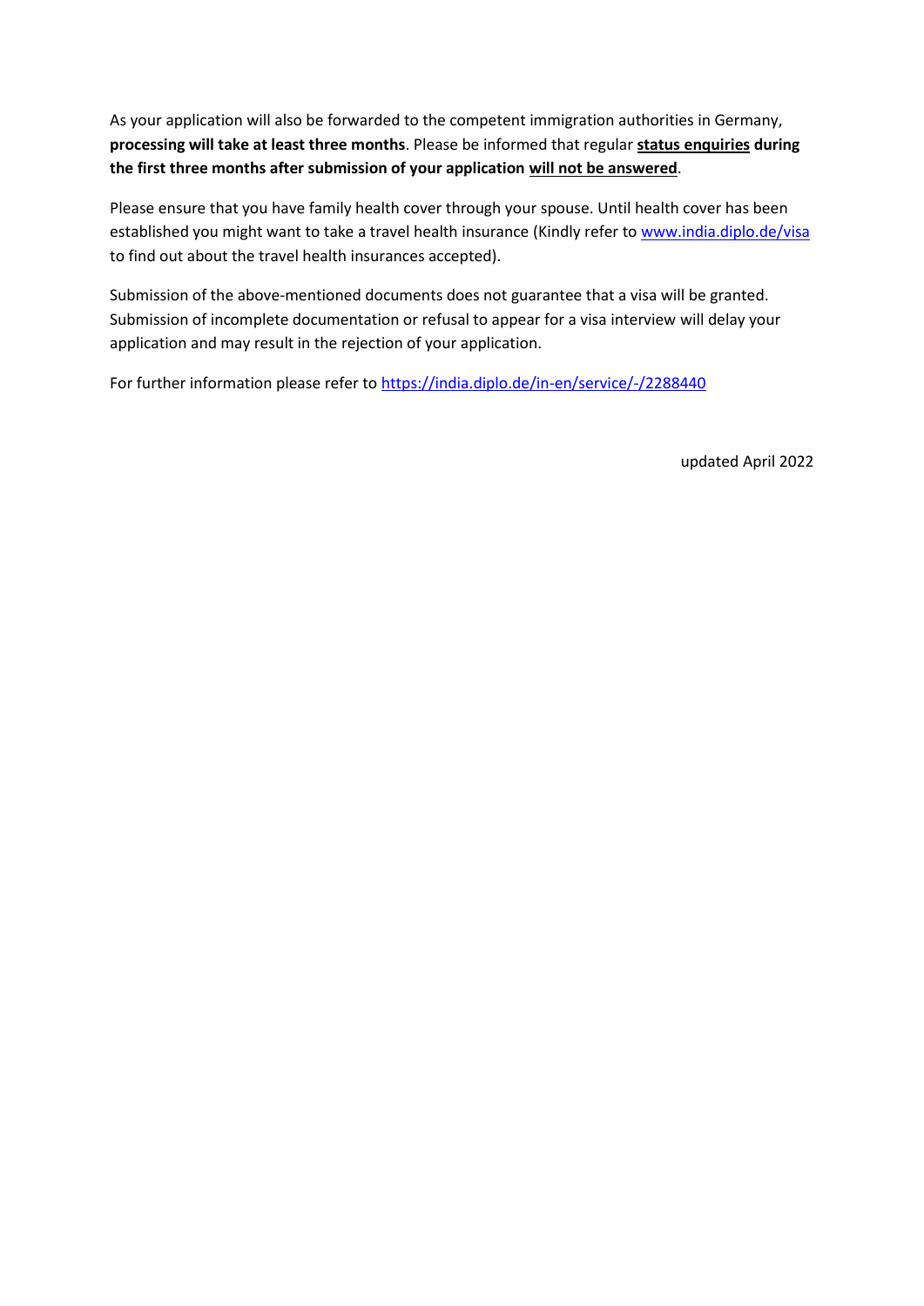As your application will also be forwarded to the competent immigration authorities in Germany, **processing will take at least three months**. Please be informed that regular **status enquiries during the first three months after submission of your application will not be answered**.

Please ensure that you have family health cover through your spouse. Until health cover has been established you might want to take a travel health insurance (Kindly refer to [www.india.diplo.de/visa](www.india.diplo.de/visa) to find out about the travel health insurances accepted).

Submission of the above-mentioned documents does not guarantee that a visa will be granted. Submission of incomplete documentation or refusal to appear for a visa interview will delay your application and may result in the rejection of your application.

For further information please refer to [https://india.diplo.de/in-en/service/-/2288440](https://india.diplo.de/in-en/service/-/2288440)

updated April 2022